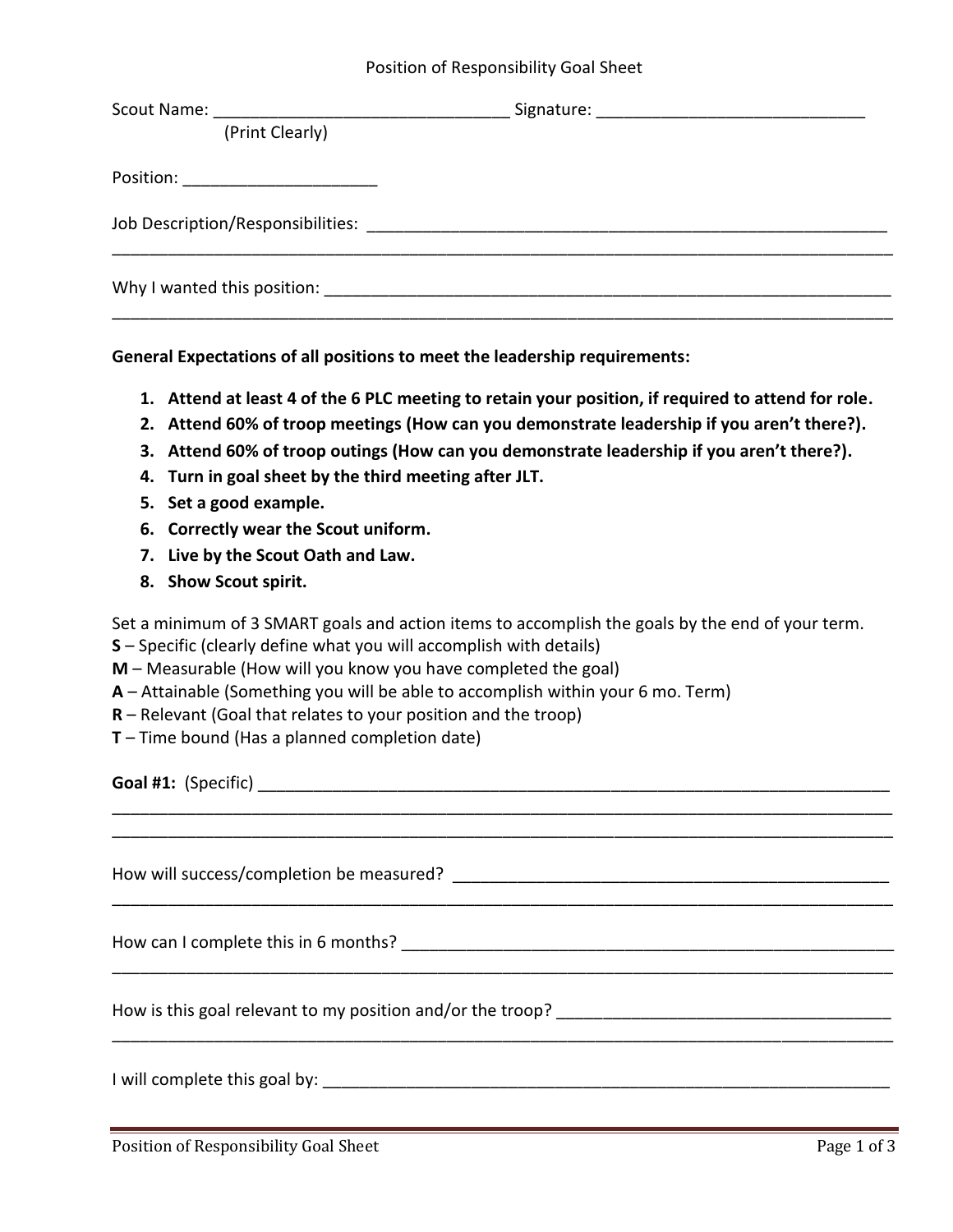# Position of Responsibility Goal Sheet

Scout Name: _______________________________ Signature: _____________________________
(Print Clearly)

Position: _____________________

Job Description/Responsibilities: ___________________________________________________________
_____________________________________________________________________________________

Why I wanted this position: _______________________________________________________________
_____________________________________________________________________________________

**General Expectations of all positions to meet the leadership requirements:**

1. **Attend at least 4 of the 6 PLC meeting to retain your position, if required to attend for role.**
2. **Attend 60% of troop meetings (How can you demonstrate leadership if you aren't there?).**
3. **Attend 60% of troop outings (How can you demonstrate leadership if you aren't there?).**
4. **Turn in goal sheet by the third meeting after JLT.**
5. **Set a good example.**
6. **Correctly wear the Scout uniform.**
7. **Live by the Scout Oath and Law.**
8. **Show Scout spirit.**

Set a minimum of 3 SMART goals and action items to accomplish the goals by the end of your term.
**S** – Specific (clearly define what you will accomplish with details)
**M** – Measurable (How will you know you have completed the goal)
**A** – Attainable (Something you will be able to accomplish within your 6 mo. Term)
**R** – Relevant (Goal that relates to your position and the troop)
**T** – Time bound (Has a planned completion date)

**Goal #1:** (Specific) ______________________________________________________________________
_____________________________________________________________________________________
_____________________________________________________________________________________

How will success/completion be measured? _________________________________________________
_____________________________________________________________________________________

How can I complete this in 6 months? _____________________________________________________
_____________________________________________________________________________________

How is this goal relevant to my position and/or the troop? ____________________________________
_____________________________________________________________________________________

I will complete this goal by: ______________________________________________________________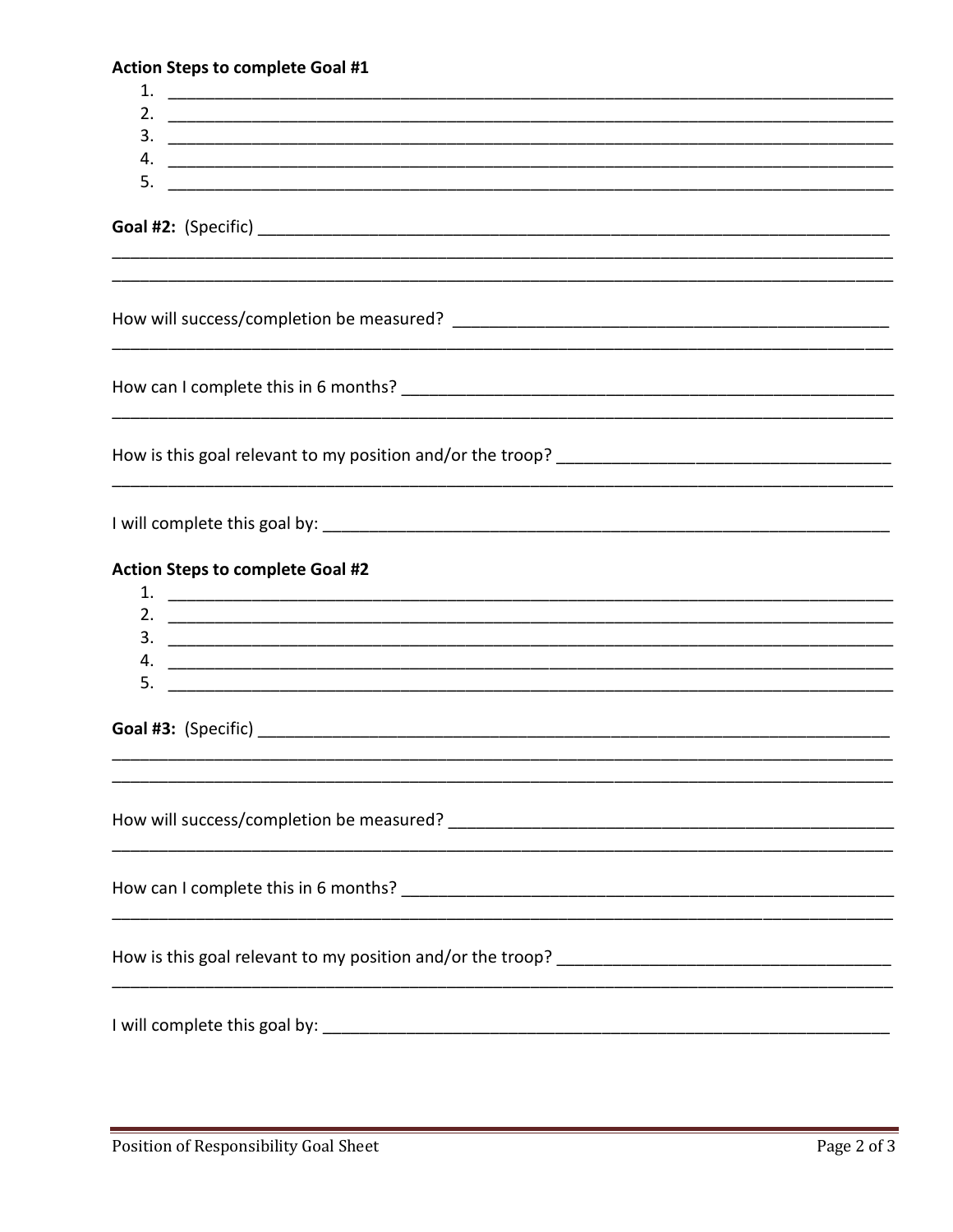**Action Steps to complete Goal #1**

1. ______________________________________________________________________________
2. ______________________________________________________________________________
3. ______________________________________________________________________________
4. ______________________________________________________________________________
5. ______________________________________________________________________________

**Goal #2:** (Specific) ______________________________________________________________________
_____________________________________________________________________________________
_____________________________________________________________________________________

How will success/completion be measured? ________________________________________________
_____________________________________________________________________________________

How can I complete this in 6 months? ____________________________________________________
_____________________________________________________________________________________

How is this goal relevant to my position and/or the troop? ____________________________________
_____________________________________________________________________________________

I will complete this goal by: _________________________________________________________________

**Action Steps to complete Goal #2**

1. ______________________________________________________________________________
2. ______________________________________________________________________________
3. ______________________________________________________________________________
4. ______________________________________________________________________________
5. ______________________________________________________________________________

**Goal #3:** (Specific) ______________________________________________________________________
_____________________________________________________________________________________
_____________________________________________________________________________________

How will success/completion be measured? ________________________________________________
_____________________________________________________________________________________

How can I complete this in 6 months? ____________________________________________________
_____________________________________________________________________________________

How is this goal relevant to my position and/or the troop? ____________________________________
_____________________________________________________________________________________

I will complete this goal by: _________________________________________________________________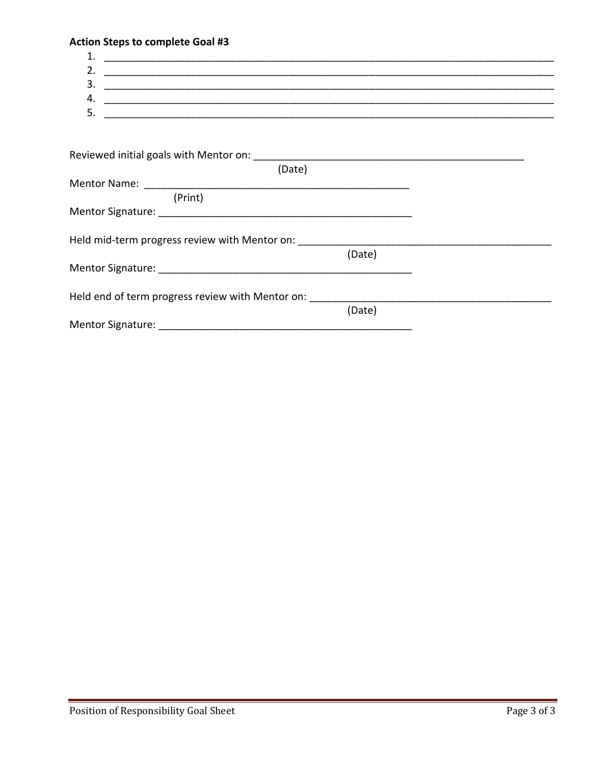**Action Steps to complete Goal #3**

1. ___________________________________________________________________________
2. ___________________________________________________________________________
3. ___________________________________________________________________________
4. ___________________________________________________________________________
5. ___________________________________________________________________________

Reviewed initial goals with Mentor on: _____________________________________________
(Date)

Mentor Name: _____________________________________________
(Print)

Mentor Signature: _____________________________________________

Held mid-term progress review with Mentor on: _____________________________________________
(Date)

Mentor Signature: _____________________________________________

Held end of term progress review with Mentor on: _____________________________________________
(Date)

Mentor Signature: _____________________________________________